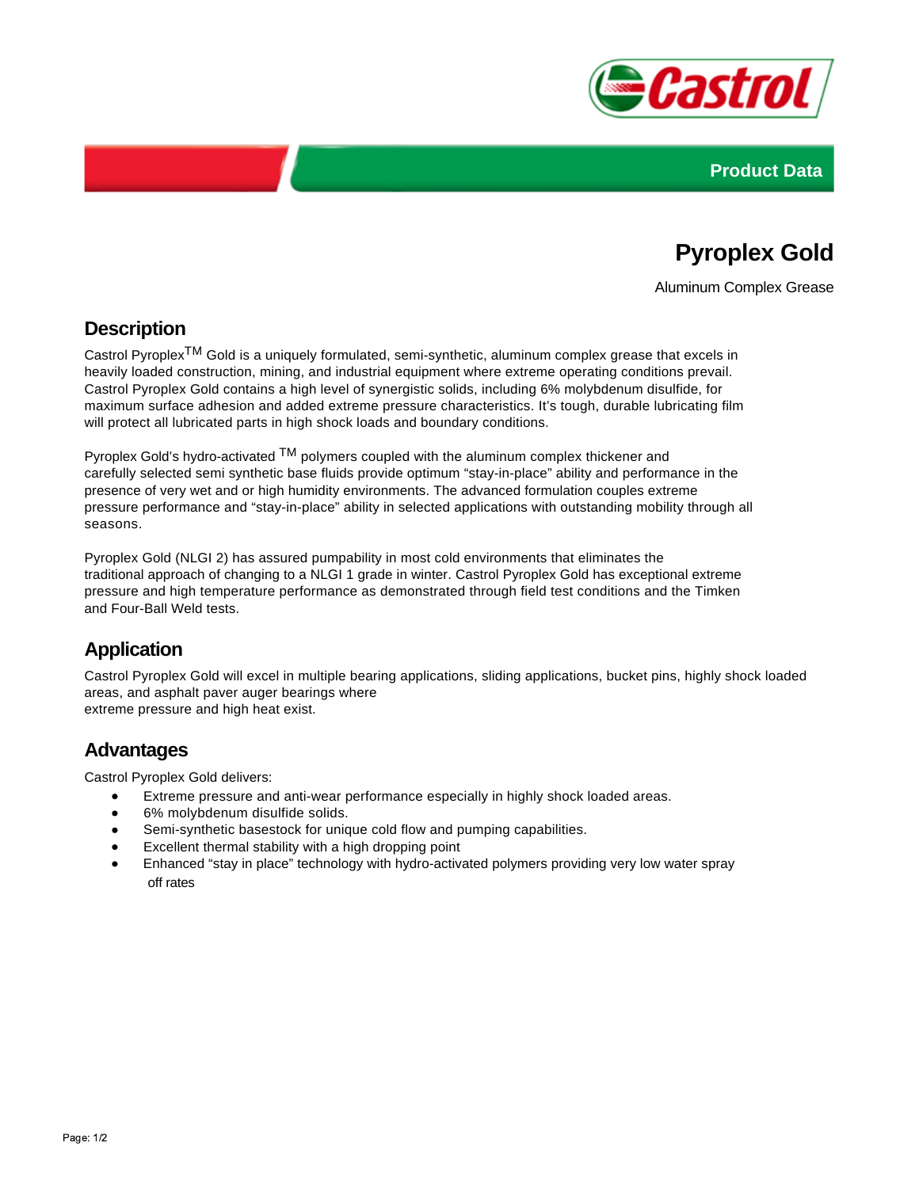Product Data

# Pyroplex Gold

Aluminum Complex Grease

## Description

Castrol Pyroplex™ Gold is a uniquely formulated, semi-synthetic, aluminum complex grease that excels in heavily loaded construction, mining, and industrial equipment where extreme operating conditions prevail. Castrol Pyroplex Gold contains a high level of synergistic solids, including 6% molybdenum disulfide, for maximum surface adhesion and added extreme pressure characteristics. It's tough, durable lubricating film will protect all lubricated parts in high shock loads and boundary conditions.

Pyroplex Gold's hydro-activated ™ polymers coupled with the aluminum complex thickener and carefully selected semi synthetic base fluids provide optimum "stay-in-place" ability and performance in the presence of very wet and or high humidity environments. The advanced formulation couples extreme pressure performance and "stay-in-place" ability in selected applications with outstanding mobility through all seasons.

Pyroplex Gold (NLGI 2) has assured pumpability in most cold environments that eliminates the traditional approach of changing to a NLGI 1 grade in winter. Castrol Pyroplex Gold has exceptional extreme pressure and high temperature performance as demonstrated through field test conditions and the Timken and Four-Ball Weld tests.

## Application

Castrol Pyroplex Gold will excel in multiple bearing applications, sliding applications, bucket pins, highly shock loaded areas, and asphalt paver auger bearings where extreme pressure and high heat exist.

## Advantages

Castrol Pyroplex Gold delivers:

- Extreme pressure and anti-wear performance especially in highly shock loaded areas.
- 6% molybdenum disulfide solids.
- Semi-synthetic basestock for unique cold flow and pumping capabilities.
- Excellent thermal stability with a high dropping point
- Enhanced "stay in place" technology with hydro-activated polymers providing very low water spray off rates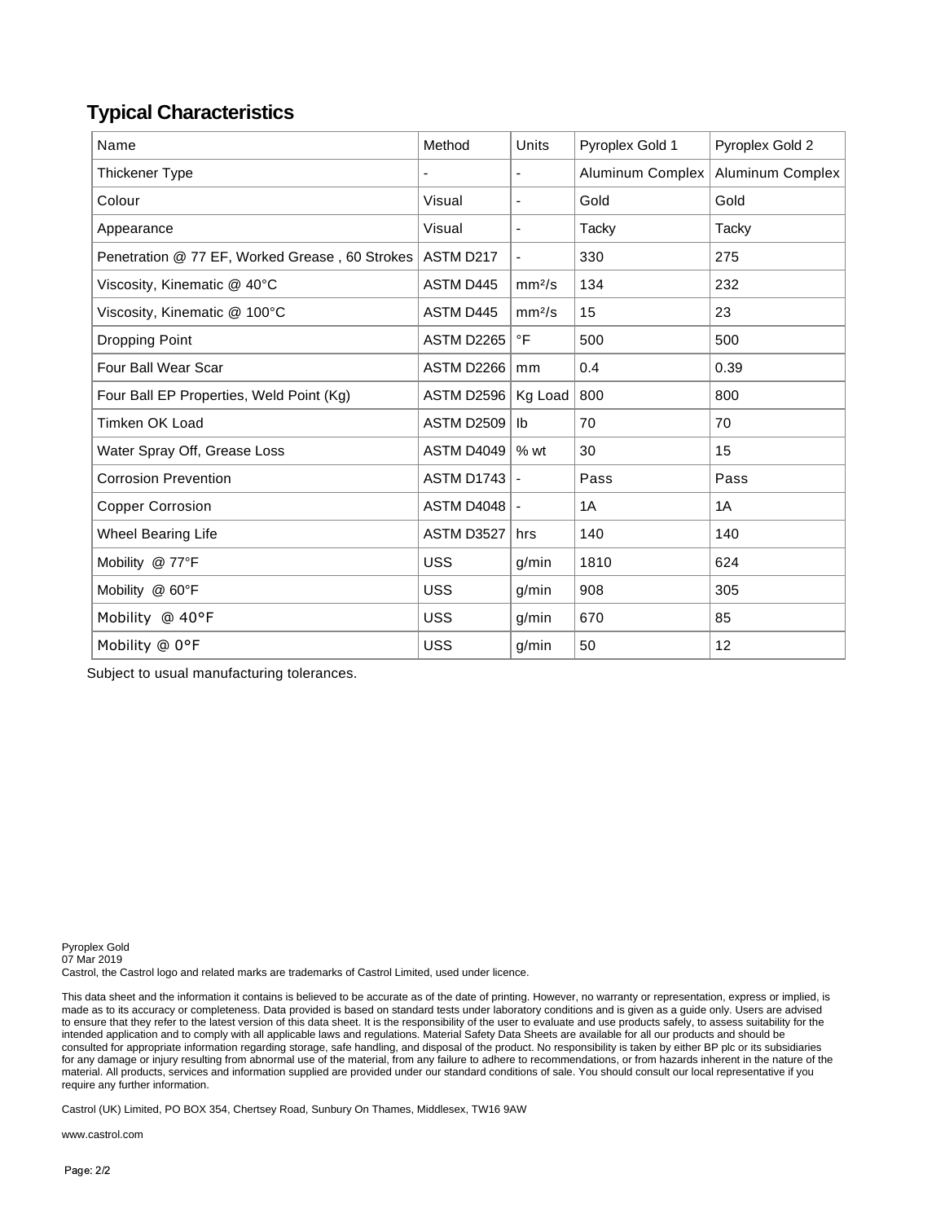## Typical Characteristics

| Name | Method | Units | Pyroplex Gold 1 | Pyroplex Gold 2 |
| --- | --- | --- | --- | --- |
| Thickener Type | - | - | Aluminum Complex | Aluminum Complex |
| Colour | Visual | - | Gold | Gold |
| Appearance | Visual | - | Tacky | Tacky |
| Penetration @ 77 EF, Worked Grease , 60 Strokes | ASTM D217 | - | 330 | 275 |
| Viscosity, Kinematic @ 40°C | ASTM D445 | $mm^2/s$ | 134 | 232 |
| Viscosity, Kinematic @ 100°C | ASTM D445 | $mm^2/s$ | 15 | 23 |
| Dropping Point | ASTM D2265 | °F | 500 | 500 |
| Four Ball Wear Scar | ASTM D2266 | mm | 0.4 | 0.39 |
| Four Ball EP Properties, Weld Point (Kg) | ASTM D2596 | Kg Load | 800 | 800 |
| Timken OK Load | ASTM D2509 | lb | 70 | 70 |
| Water Spray Off, Grease Loss | ASTM D4049 | % wt | 30 | 15 |
| Corrosion Prevention | ASTM D1743 | - | Pass | Pass |
| Copper Corrosion | ASTM D4048 | - | 1A | 1A |
| Wheel Bearing Life | ASTM D3527 | hrs | 140 | 140 |
| Mobility @ 77°F | USS | g/min | 1810 | 624 |
| Mobility @ 60°F | USS | g/min | 908 | 305 |
| Mobility @ 40°F | USS | g/min | 670 | 85 |
| Mobility @ 0°F | USS | g/min | 50 | 12 |

Subject to usual manufacturing tolerances.

Pyroplex Gold
07 Mar 2019
Castrol, the Castrol logo and related marks are trademarks of Castrol Limited, used under licence.

This data sheet and the information it contains is believed to be accurate as of the date of printing. However, no warranty or representation, express or implied, is made as to its accuracy or completeness. Data provided is based on standard tests under laboratory conditions and is given as a guide only. Users are advised to ensure that they refer to the latest version of this data sheet. It is the responsibility of the user to evaluate and use products safely, to assess suitability for the intended application and to comply with all applicable laws and regulations. Material Safety Data Sheets are available for all our products and should be consulted for appropriate information regarding storage, safe handling, and disposal of the product. No responsibility is taken by either BP plc or its subsidiaries for any damage or injury resulting from abnormal use of the material, from any failure to adhere to recommendations, or from hazards inherent in the nature of the material. All products, services and information supplied are provided under our standard conditions of sale. You should consult our local representative if you require any further information.

Castrol (UK) Limited, PO BOX 354, Chertsey Road, Sunbury On Thames, Middlesex, TW16 9AW

www.castrol.com